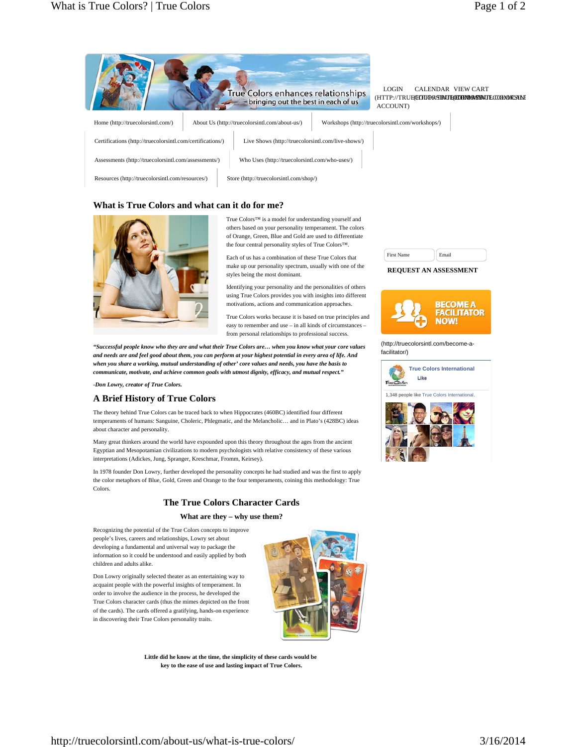LOGIN (HTTP://TRUECOLORSINTL.COM/MY-ACCOUNT) CALENDAR VIEW CART

Home (http://truecolorsintl.com/) | About Us (http://truecolorsintl.com/about-us/) | Workshops (http://truecolorsintl.com/workshops/)

Certifications (http://truecolorsintl.com/certifications/) | Live Shows (http://truecolorsintl.com/live-shows/)

Assessments (http://truecolorsintl.com/assessments/) | Who Uses (http://truecolorsintl.com/who-uses/)

Resources (http://truecolorsintl.com/resources/) | Store (http://truecolorsintl.com/shop/)

## What is True Colors and what can it do for me?

True Colors™ is a model for understanding yourself and others based on your personality temperament. The colors of Orange, Green, Blue and Gold are used to differentiate the four central personality styles of True Colors™.

Each of us has a combination of these True Colors that make up our personality spectrum, usually with one of the styles being the most dominant.

Identifying your personality and the personalities of others using True Colors provides you with insights into different motivations, actions and communication approaches.

True Colors works because it is based on true principles and easy to remember and use – in all kinds of circumstances – from personal relationships to professional success.

***"Successful people know who they are and what their True Colors are… when you know what your core values and needs are and feel good about them, you can perform at your highest potential in every area of life. And when you share a working, mutual understanding of other' core values and needs, you have the basis to communicate, motivate, and achieve common goals with utmost dignity, efficacy, and mutual respect."***

***-Don Lowry, creator of True Colors.***

## A Brief History of True Colors

The theory behind True Colors can be traced back to when Hippocrates (460BC) identified four different temperaments of humans: Sanguine, Choleric, Phlegmatic, and the Melancholic… and in Plato's (428BC) ideas about character and personality.

Many great thinkers around the world have expounded upon this theory throughout the ages from the ancient Egyptian and Mesopotamian civilizations to modern psychologists with relative consistency of these various interpretations (Adickes, Jung, Spranger, Kreschmar, Fromm, Keirsey).

In 1978 founder Don Lowry, further developed the personality concepts he had studied and was the first to apply the color metaphors of Blue, Gold, Green and Orange to the four temperaments, coining this methodology: True Colors.

## The True Colors Character Cards

### What are they – why use them?

Recognizing the potential of the True Colors concepts to improve people's lives, careers and relationships, Lowry set about developing a fundamental and universal way to package the information so it could be understood and easily applied by both children and adults alike.

Don Lowry originally selected theater as an entertaining way to acquaint people with the powerful insights of temperament. In order to involve the audience in the process, he developed the True Colors character cards (thus the mimes depicted on the front of the cards). The cards offered a gratifying, hands-on experience in discovering their True Colors personality traits.

**Little did he know at the time, the simplicity of these cards would be key to the ease of use and lasting impact of True Colors.**

First Name | Email

**REQUEST AN ASSESSMENT**

BECOME A FACILITATOR NOW!

(http://truecolorsintl.com/become-a-facilitator/)

True Colors International

Like

1,348 people like True Colors International.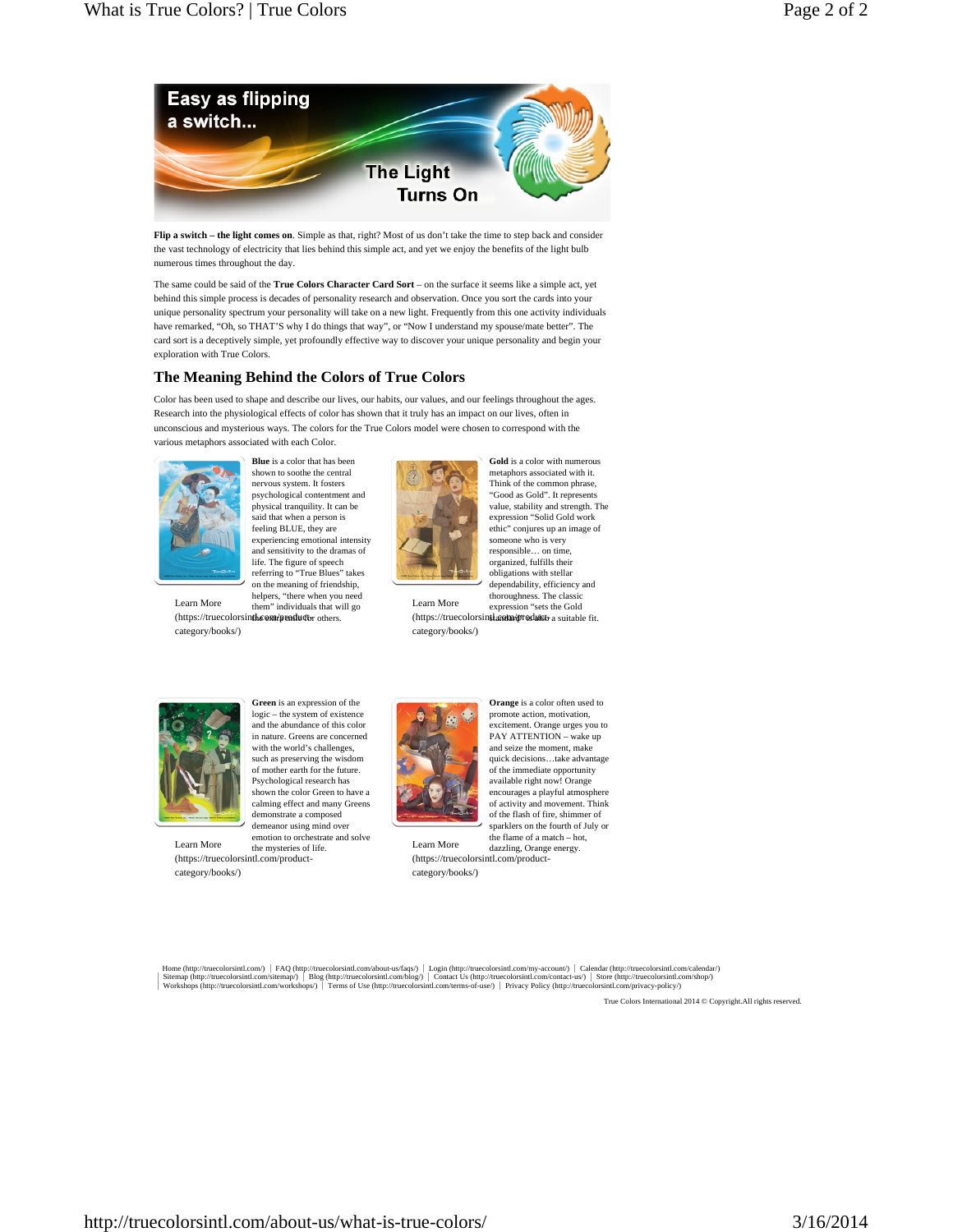Easy as flipping a switch...

The Light Turns On

**Flip a switch – the light comes on**. Simple as that, right? Most of us don't take the time to step back and consider the vast technology of electricity that lies behind this simple act, and yet we enjoy the benefits of the light bulb numerous times throughout the day.

The same could be said of the **True Colors Character Card Sort** – on the surface it seems like a simple act, yet behind this simple process is decades of personality research and observation. Once you sort the cards into your unique personality spectrum your personality will take on a new light. Frequently from this one activity individuals have remarked, "Oh, so THAT'S why I do things that way", or "Now I understand my spouse/mate better". The card sort is a deceptively simple, yet profoundly effective way to discover your unique personality and begin your exploration with True Colors.

## The Meaning Behind the Colors of True Colors

Color has been used to shape and describe our lives, our habits, our values, and our feelings throughout the ages. Research into the physiological effects of color has shown that it truly has an impact on our lives, often in unconscious and mysterious ways. The colors for the True Colors model were chosen to correspond with the various metaphors associated with each Color.

**Blue** is a color that has been shown to soothe the central nervous system. It fosters psychological contentment and physical tranquility. It can be said that when a person is feeling BLUE, they are experiencing emotional intensity and sensitivity to the dramas of life. The figure of speech referring to "True Blues" takes on the meaning of friendship, helpers, "there when you need them" individuals that will go the extra mile for others.

Learn More (https://truecolorsintl.com/product-category/books/)

**Gold** is a color with numerous metaphors associated with it. Think of the common phrase, "Good as Gold". It represents value, stability and strength. The expression "Solid Gold work ethic" conjures up an image of someone who is very responsible… on time, organized, fulfills their obligations with stellar dependability, efficiency and thoroughness. The classic expression "sets the Gold standard" is also a suitable fit.

Learn More (https://truecolorsintl.com/product-category/books/)

**Green** is an expression of the logic – the system of existence and the abundance of this color in nature. Greens are concerned with the world's challenges, such as preserving the wisdom of mother earth for the future. Psychological research has shown the color Green to have a calming effect and many Greens demonstrate a composed demeanor using mind over emotion to orchestrate and solve the mysteries of life.

Learn More (https://truecolorsintl.com/product-category/books/)

**Orange** is a color often used to promote action, motivation, excitement. Orange urges you to PAY ATTENTION – wake up and seize the moment, make quick decisions…take advantage of the immediate opportunity available right now! Orange encourages a playful atmosphere of activity and movement. Think of the flash of fire, shimmer of sparklers on the fourth of July or the flame of a match – hot, dazzling, Orange energy.

Learn More (https://truecolorsintl.com/product-category/books/)

Home (http://truecolorsintl.com/) | FAQ (http://truecolorsintl.com/about-us/faqs/) | Login (http://truecolorsintl.com/my-account/) | Calendar (http://truecolorsintl.com/calendar/) | Sitemap (http://truecolorsintl.com/sitemap/) | Blog (http://truecolorsintl.com/blog/) | Contact Us (http://truecolorsintl.com/contact-us/) | Store (http://truecolorsintl.com/shop/) | Workshops (http://truecolorsintl.com/workshops/) | Terms of Use (http://truecolorsintl.com/terms-of-use/) | Privacy Policy (http://truecolorsintl.com/privacy-policy/)

True Colors International 2014 © Copyright.All rights reserved.